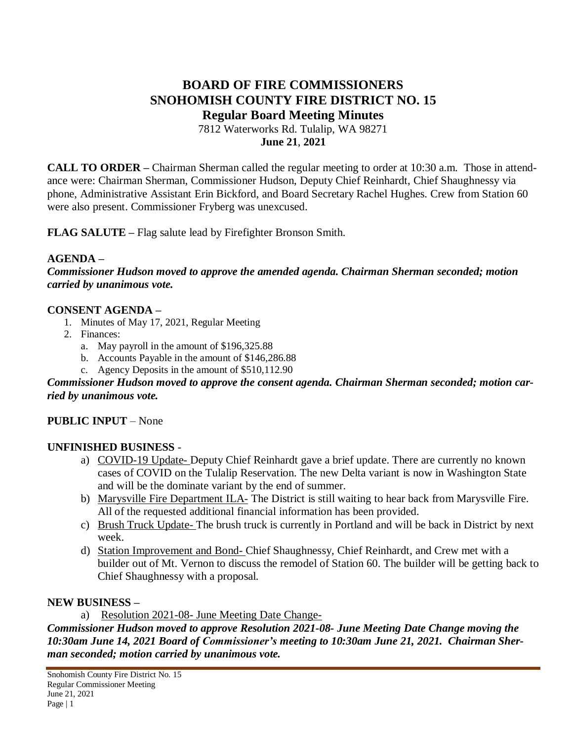# BOARD OF FIRE COMMISSIONERS
# SNOHOMISH COUNTY FIRE DISTRICT NO. 15
## Regular Board Meeting Minutes

7812 Waterworks Rd. Tulalip, WA 98271

**June 21, 2021**

**CALL TO ORDER –** Chairman Sherman called the regular meeting to order at 10:30 a.m. Those in attendance were: Chairman Sherman, Commissioner Hudson, Deputy Chief Reinhardt, Chief Shaughnessy via phone, Administrative Assistant Erin Bickford, and Board Secretary Rachel Hughes. Crew from Station 60 were also present. Commissioner Fryberg was unexcused.

**FLAG SALUTE –** Flag salute lead by Firefighter Bronson Smith.

**AGENDA –**

***Commissioner Hudson moved to approve the amended agenda. Chairman Sherman seconded; motion carried by unanimous vote.***

**CONSENT AGENDA –**

1. Minutes of May 17, 2021, Regular Meeting
2. Finances:
   a. May payroll in the amount of $196,325.88
   b. Accounts Payable in the amount of $146,286.88
   c. Agency Deposits in the amount of $510,112.90

***Commissioner Hudson moved to approve the consent agenda. Chairman Sherman seconded; motion carried by unanimous vote.***

**PUBLIC INPUT** – None

**UNFINISHED BUSINESS** -

a) COVID-19 Update- Deputy Chief Reinhardt gave a brief update. There are currently no known cases of COVID on the Tulalip Reservation. The new Delta variant is now in Washington State and will be the dominate variant by the end of summer.

b) Marysville Fire Department ILA- The District is still waiting to hear back from Marysville Fire. All of the requested additional financial information has been provided.

c) Brush Truck Update- The brush truck is currently in Portland and will be back in District by next week.

d) Station Improvement and Bond- Chief Shaughnessy, Chief Reinhardt, and Crew met with a builder out of Mt. Vernon to discuss the remodel of Station 60. The builder will be getting back to Chief Shaughnessy with a proposal.

**NEW BUSINESS –**

a) Resolution 2021-08- June Meeting Date Change-

***Commissioner Hudson moved to approve Resolution 2021-08- June Meeting Date Change moving the 10:30am June 14, 2021 Board of Commissioner's meeting to 10:30am June 21, 2021. Chairman Sherman seconded; motion carried by unanimous vote.***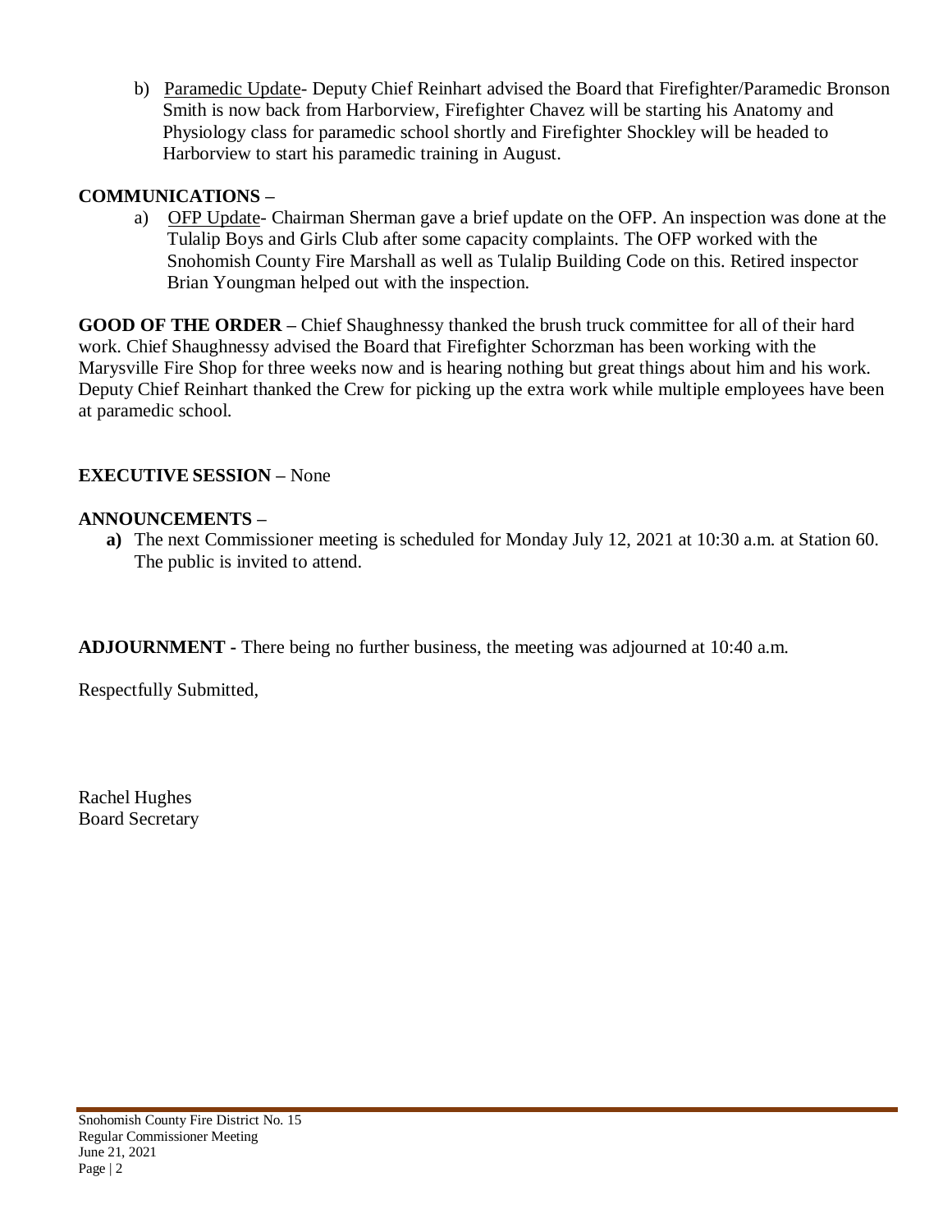b) Paramedic Update- Deputy Chief Reinhart advised the Board that Firefighter/Paramedic Bronson Smith is now back from Harborview, Firefighter Chavez will be starting his Anatomy and Physiology class for paramedic school shortly and Firefighter Shockley will be headed to Harborview to start his paramedic training in August.

**COMMUNICATIONS –**

a) OFP Update- Chairman Sherman gave a brief update on the OFP. An inspection was done at the Tulalip Boys and Girls Club after some capacity complaints. The OFP worked with the Snohomish County Fire Marshall as well as Tulalip Building Code on this. Retired inspector Brian Youngman helped out with the inspection.

**GOOD OF THE ORDER –** Chief Shaughnessy thanked the brush truck committee for all of their hard work. Chief Shaughnessy advised the Board that Firefighter Schorzman has been working with the Marysville Fire Shop for three weeks now and is hearing nothing but great things about him and his work. Deputy Chief Reinhart thanked the Crew for picking up the extra work while multiple employees have been at paramedic school.

**EXECUTIVE SESSION –** None

**ANNOUNCEMENTS –**

**a)** The next Commissioner meeting is scheduled for Monday July 12, 2021 at 10:30 a.m. at Station 60. The public is invited to attend.

**ADJOURNMENT -** There being no further business, the meeting was adjourned at 10:40 a.m.

Respectfully Submitted,

Rachel Hughes
Board Secretary